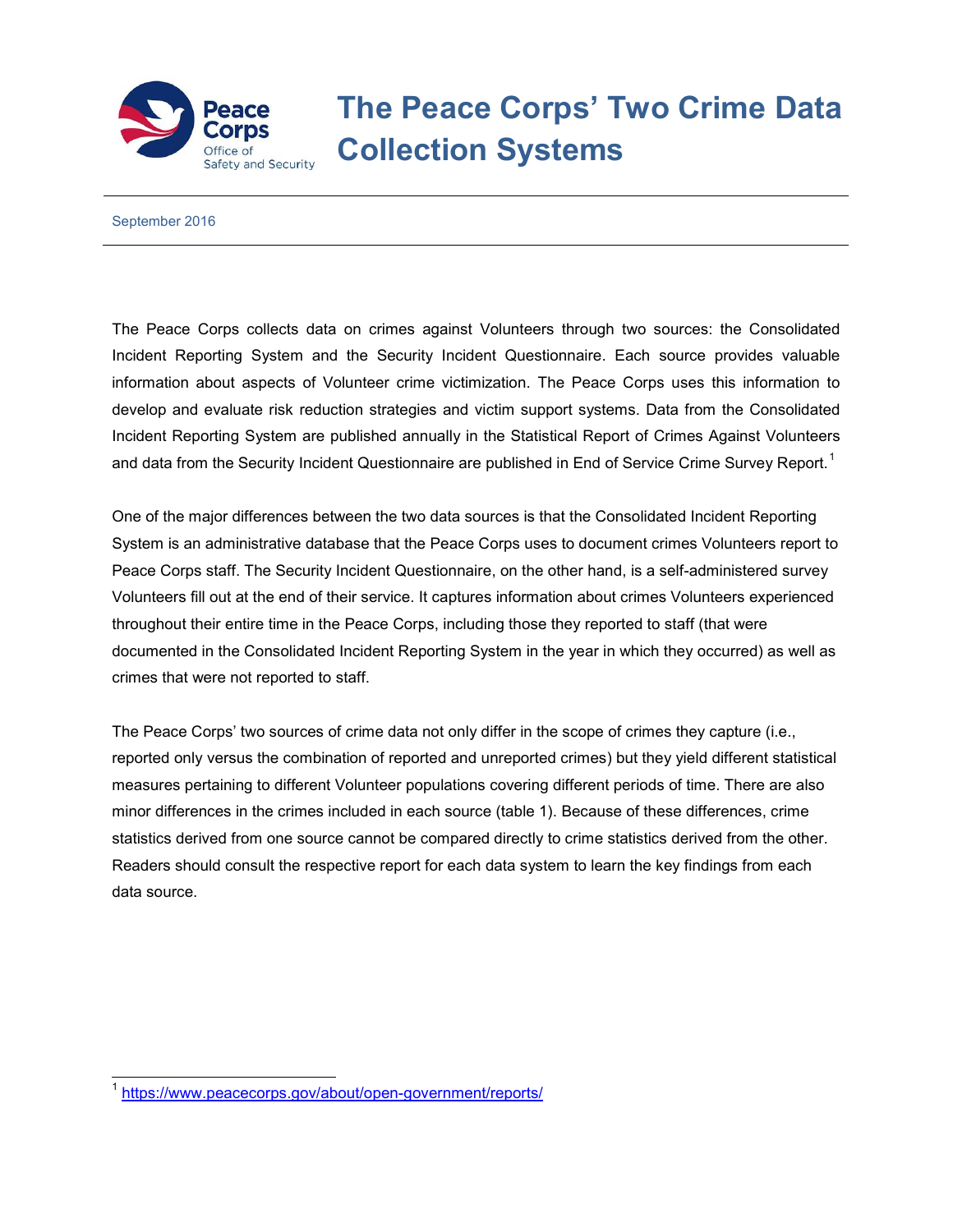# The Peace Corps' Two Crime Data Collection Systems

September 2016

The Peace Corps collects data on crimes against Volunteers through two sources: the Consolidated Incident Reporting System and the Security Incident Questionnaire. Each source provides valuable information about aspects of Volunteer crime victimization. The Peace Corps uses this information to develop and evaluate risk reduction strategies and victim support systems. Data from the Consolidated Incident Reporting System are published annually in the Statistical Report of Crimes Against Volunteers and data from the Security Incident Questionnaire are published in End of Service Crime Survey Report.[1]

One of the major differences between the two data sources is that the Consolidated Incident Reporting System is an administrative database that the Peace Corps uses to document crimes Volunteers report to Peace Corps staff. The Security Incident Questionnaire, on the other hand, is a self-administered survey Volunteers fill out at the end of their service. It captures information about crimes Volunteers experienced throughout their entire time in the Peace Corps, including those they reported to staff (that were documented in the Consolidated Incident Reporting System in the year in which they occurred) as well as crimes that were not reported to staff.

The Peace Corps' two sources of crime data not only differ in the scope of crimes they capture (i.e., reported only versus the combination of reported and unreported crimes) but they yield different statistical measures pertaining to different Volunteer populations covering different periods of time. There are also minor differences in the crimes included in each source (table 1). Because of these differences, crime statistics derived from one source cannot be compared directly to crime statistics derived from the other. Readers should consult the respective report for each data system to learn the key findings from each data source.

---

[1] https://www.peacecorps.gov/about/open-government/reports/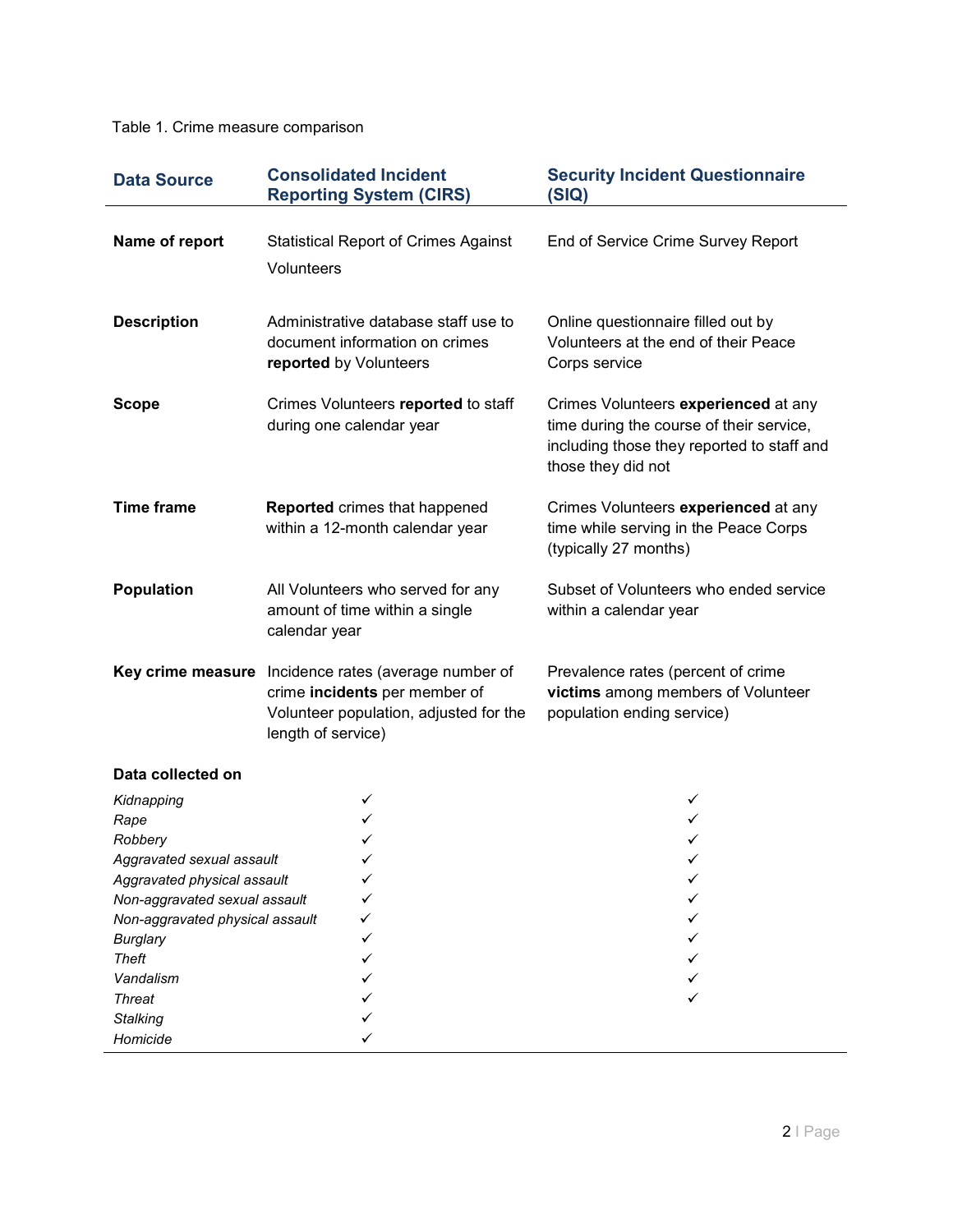Table 1. Crime measure comparison

| Data Source | Consolidated Incident Reporting System (CIRS) | Security Incident Questionnaire (SIQ) |
|---|---|---|
| **Name of report** | Statistical Report of Crimes Against Volunteers | End of Service Crime Survey Report |
| **Description** | Administrative database staff use to document information on crimes **reported** by Volunteers | Online questionnaire filled out by Volunteers at the end of their Peace Corps service |
| **Scope** | Crimes Volunteers **reported** to staff during one calendar year | Crimes Volunteers **experienced** at any time during the course of their service, including those they reported to staff and those they did not |
| **Time frame** | **Reported** crimes that happened within a 12-month calendar year | Crimes Volunteers **experienced** at any time while serving in the Peace Corps (typically 27 months) |
| **Population** | All Volunteers who served for any amount of time within a single calendar year | Subset of Volunteers who ended service within a calendar year |
| **Key crime measure** | Incidence rates (average number of crime **incidents** per member of Volunteer population, adjusted for the length of service) | Prevalence rates (percent of crime **victims** among members of Volunteer population ending service) |
| **Data collected on** | | |
| *Kidnapping* | ✓ | ✓ |
| *Rape* | ✓ | ✓ |
| *Robbery* | ✓ | ✓ |
| *Aggravated sexual assault* | ✓ | ✓ |
| *Aggravated physical assault* | ✓ | ✓ |
| *Non-aggravated sexual assault* | ✓ | ✓ |
| *Non-aggravated physical assault* | ✓ | ✓ |
| *Burglary* | ✓ | ✓ |
| *Theft* | ✓ | ✓ |
| *Vandalism* | ✓ | ✓ |
| *Threat* | ✓ | ✓ |
| *Stalking* | ✓ | |
| *Homicide* | ✓ | |